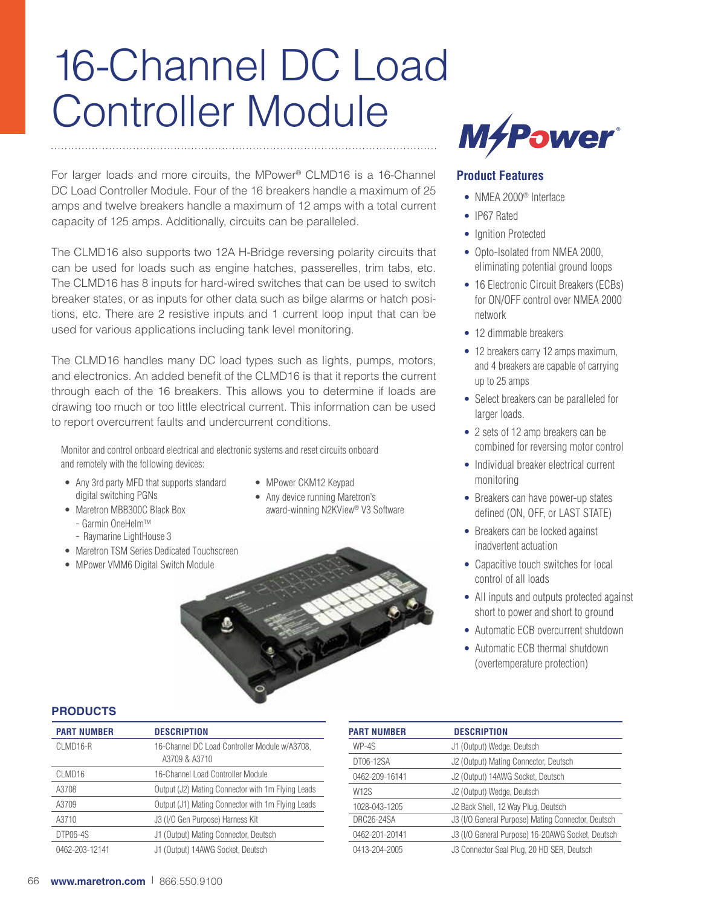# 16-Channel DC Load Controller Module

For larger loads and more circuits, the MPower® CLMD16 is a 16-Channel DC Load Controller Module. Four of the 16 breakers handle a maximum of 25 amps and twelve breakers handle a maximum of 12 amps with a total current capacity of 125 amps. Additionally, circuits can be paralleled.

The CLMD16 also supports two 12A H-Bridge reversing polarity circuits that can be used for loads such as engine hatches, passerelles, trim tabs, etc. The CLMD16 has 8 inputs for hard-wired switches that can be used to switch breaker states, or as inputs for other data such as bilge alarms or hatch positions, etc. There are 2 resistive inputs and 1 current loop input that can be used for various applications including tank level monitoring.

The CLMD16 handles many DC load types such as lights, pumps, motors, and electronics. An added benefit of the CLMD16 is that it reports the current through each of the 16 breakers. This allows you to determine if loads are drawing too much or too little electrical current. This information can be used to report overcurrent faults and undercurrent conditions.

Monitor and control onboard electrical and electronic systems and reset circuits onboard and remotely with the following devices:

- Any 3rd party MFD that supports standard digital switching PGNs
- Maretron MBB300C Black Box
  - Garmin OneHelm™
  - Raymarine LightHouse 3
- Maretron TSM Series Dedicated Touchscreen
- MPower VMM6 Digital Switch Module
- MPower CKM12 Keypad
- Any device running Maretron's award-winning N2KView® V3 Software

## Product Features

- NMEA 2000® Interface
- IP67 Rated
- Ignition Protected
- Opto-Isolated from NMEA 2000, eliminating potential ground loops
- 16 Electronic Circuit Breakers (ECBs) for ON/OFF control over NMEA 2000 network
- 12 dimmable breakers
- 12 breakers carry 12 amps maximum, and 4 breakers are capable of carrying up to 25 amps
- Select breakers can be paralleled for larger loads.
- 2 sets of 12 amp breakers can be combined for reversing motor control
- Individual breaker electrical current monitoring
- Breakers can have power-up states defined (ON, OFF, or LAST STATE)
- Breakers can be locked against inadvertent actuation
- Capacitive touch switches for local control of all loads
- All inputs and outputs protected against short to power and short to ground
- Automatic ECB overcurrent shutdown
- Automatic ECB thermal shutdown (overtemperature protection)

## PRODUCTS

| PART NUMBER | DESCRIPTION |
|---|---|
| CLMD16-R | 16-Channel DC Load Controller Module w/A3708, A3709 & A3710 |
| CLMD16 | 16-Channel Load Controller Module |
| A3708 | Output (J2) Mating Connector with 1m Flying Leads |
| A3709 | Output (J1) Mating Connector with 1m Flying Leads |
| A3710 | J3 (I/O Gen Purpose) Harness Kit |
| DTP06-4S | J1 (Output) Mating Connector, Deutsch |
| 0462-203-12141 | J1 (Output) 14AWG Socket, Deutsch |
| WP-4S | J1 (Output) Wedge, Deutsch |
| DT06-12SA | J2 (Output) Mating Connector, Deutsch |
| 0462-209-16141 | J2 (Output) 14AWG Socket, Deutsch |
| W12S | J2 (Output) Wedge, Deutsch |
| 1028-043-1205 | J2 Back Shell, 12 Way Plug, Deutsch |
| DRC26-24SA | J3 (I/O General Purpose) Mating Connector, Deutsch |
| 0462-201-20141 | J3 (I/O General Purpose) 16-20AWG Socket, Deutsch |
| 0413-204-2005 | J3 Connector Seal Plug, 20 HD SER, Deutsch |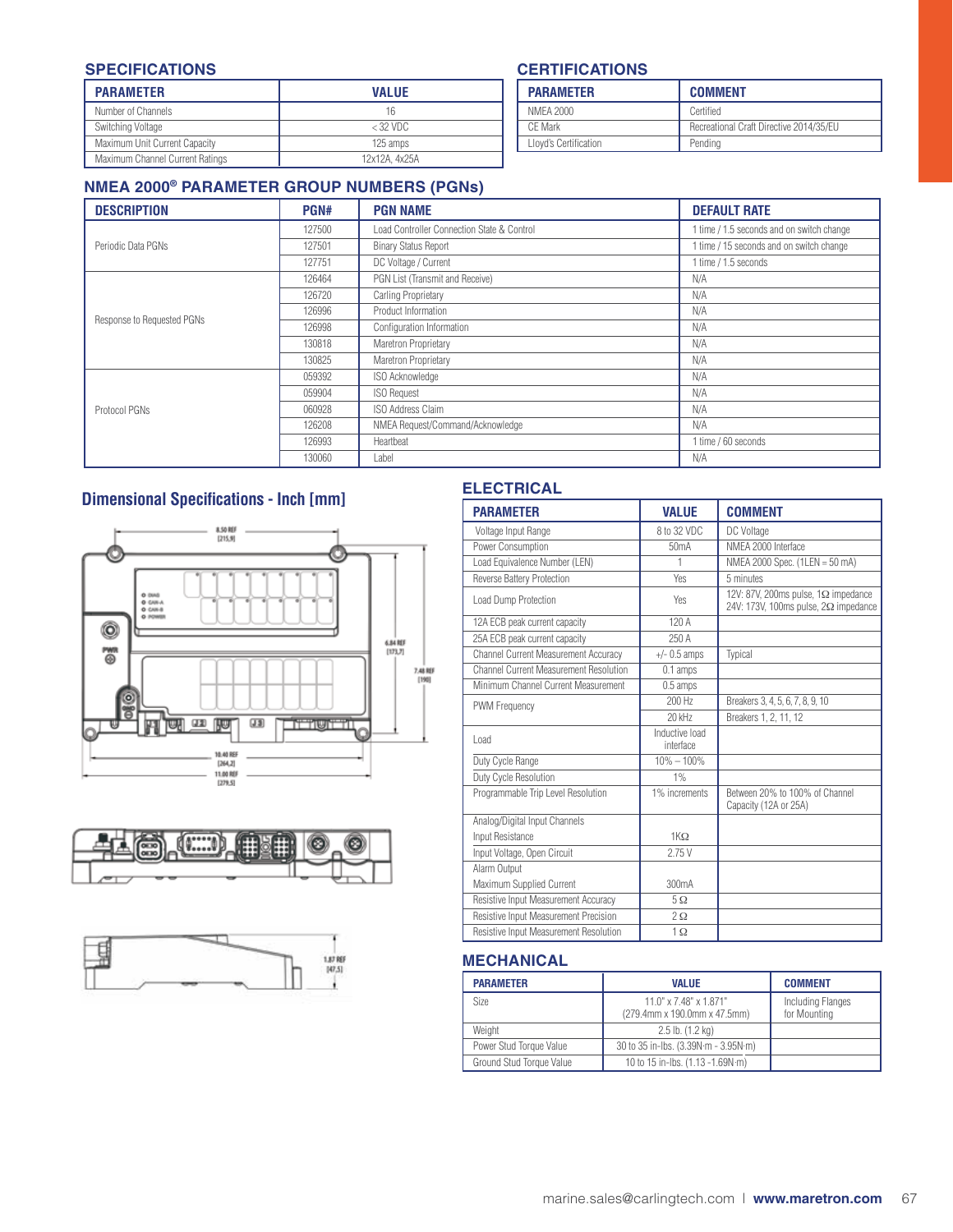## SPECIFICATIONS

| PARAMETER | VALUE |
|---|---|
| Number of Channels | 16 |
| Switching Voltage | < 32 VDC |
| Maximum Unit Current Capacity | 125 amps |
| Maximum Channel Current Ratings | 12x12A, 4x25A |

## CERTIFICATIONS

| PARAMETER | COMMENT |
|---|---|
| NMEA 2000 | Certified |
| CE Mark | Recreational Craft Directive 2014/35/EU |
| Lloyd's Certification | Pending |

## NMEA 2000® PARAMETER GROUP NUMBERS (PGNs)

| DESCRIPTION | PGN# | PGN NAME | DEFAULT RATE |
|---|---|---|---|
| Periodic Data PGNs | 127500 | Load Controller Connection State & Control | 1 time / 1.5 seconds and on switch change |
| | 127501 | Binary Status Report | 1 time / 15 seconds and on switch change |
| | 127751 | DC Voltage / Current | 1 time / 1.5 seconds |
| Response to Requested PGNs | 126464 | PGN List (Transmit and Receive) | N/A |
| | 126720 | Carling Proprietary | N/A |
| | 126996 | Product Information | N/A |
| | 126998 | Configuration Information | N/A |
| | 130818 | Maretron Proprietary | N/A |
| | 130825 | Maretron Proprietary | N/A |
| Protocol PGNs | 059392 | ISO Acknowledge | N/A |
| | 059904 | ISO Request | N/A |
| | 060928 | ISO Address Claim | N/A |
| | 126208 | NMEA Request/Command/Acknowledge | N/A |
| | 126993 | Heartbeat | 1 time / 60 seconds |
| | 130060 | Label | N/A |

## Dimensional Specifications - Inch [mm]

8.50 REF [215,9]
6.84 REF [173,7]
7.48 REF [190]
10.40 REF [264,2]
11.00 REF [279,5]
1.87 REF [47,5]

## ELECTRICAL

| PARAMETER | VALUE | COMMENT |
|---|---|---|
| Voltage Input Range | 8 to 32 VDC | DC Voltage |
| Power Consumption | 50mA | NMEA 2000 Interface |
| Load Equivalence Number (LEN) | 1 | NMEA 2000 Spec. (1LEN = 50 mA) |
| Reverse Battery Protection | Yes | 5 minutes |
| Load Dump Protection | Yes | 12V: 87V, 200ms pulse, 1Ω impedance<br>24V: 173V, 100ms pulse, 2Ω impedance |
| 12A ECB peak current capacity | 120 A | |
| 25A ECB peak current capacity | 250 A | |
| Channel Current Measurement Accuracy | +/- 0.5 amps | Typical |
| Channel Current Measurement Resolution | 0.1 amps | |
| Minimum Channel Current Measurement | 0.5 amps | |
| PWM Frequency | 200 Hz | Breakers 3, 4, 5, 6, 7, 8, 9, 10 |
| | 20 kHz | Breakers 1, 2, 11, 12 |
| Load | Inductive load interface | |
| Duty Cycle Range | 10% – 100% | |
| Duty Cycle Resolution | 1% | |
| Programmable Trip Level Resolution | 1% increments | Between 20% to 100% of Channel Capacity (12A or 25A) |
| Analog/Digital Input Channels | | |
| Input Resistance | 1KΩ | |
| Input Voltage, Open Circuit | 2.75 V | |
| Alarm Output | | |
| Maximum Supplied Current | 300mA | |
| Resistive Input Measurement Accuracy | 5 Ω | |
| Resistive Input Measurement Precision | 2 Ω | |
| Resistive Input Measurement Resolution | 1 Ω | |

## MECHANICAL

| PARAMETER | VALUE | COMMENT |
|---|---|---|
| Size | 11.0" x 7.48" x 1.871"<br>(279.4mm x 190.0mm x 47.5mm) | Including Flanges for Mounting |
| Weight | 2.5 lb. (1.2 kg) | |
| Power Stud Torque Value | 30 to 35 in-lbs. (3.39N·m - 3.95N·m) | |
| Ground Stud Torque Value | 10 to 15 in-lbs. (1.13 -1.69N·m) | |

marine.sales@carlingtech.com | **www.maretron.com**